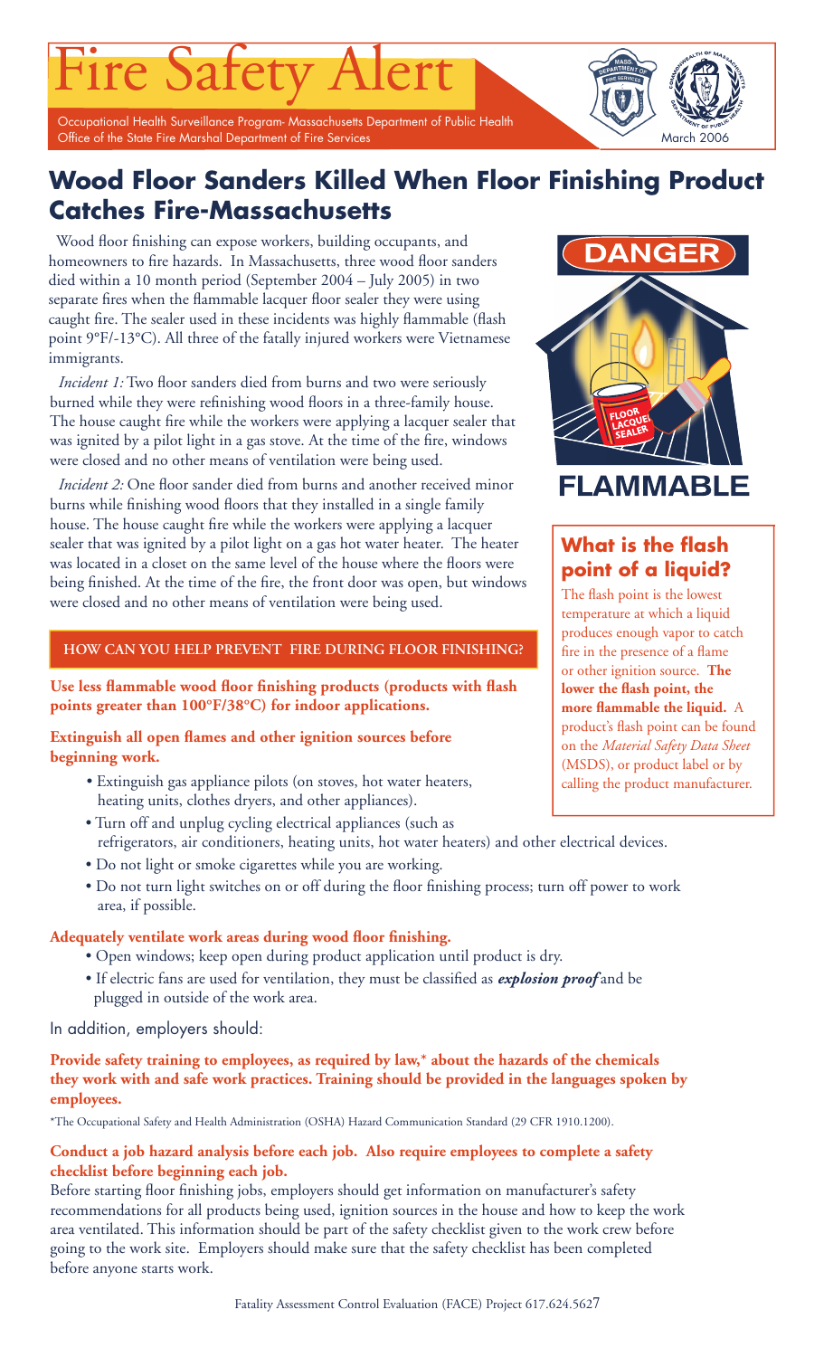# Fire Safety Alert

Occupational Health Surveillance Program- Massachusetts Department of Public Health
Office of the State Fire Marshal Department of Fire Services

March 2006

## Wood Floor Sanders Killed When Floor Finishing Product Catches Fire-Massachusetts

Wood floor finishing can expose workers, building occupants, and homeowners to fire hazards. In Massachusetts, three wood floor sanders died within a 10 month period (September 2004 – July 2005) in two separate fires when the flammable lacquer floor sealer they were using caught fire. The sealer used in these incidents was highly flammable (flash point 9°F/-13°C). All three of the fatally injured workers were Vietnamese immigrants.

*Incident 1:* Two floor sanders died from burns and two were seriously burned while they were refinishing wood floors in a three-family house. The house caught fire while the workers were applying a lacquer sealer that was ignited by a pilot light in a gas stove. At the time of the fire, windows were closed and no other means of ventilation were being used.

*Incident 2:* One floor sander died from burns and another received minor burns while finishing wood floors that they installed in a single family house. The house caught fire while the workers were applying a lacquer sealer that was ignited by a pilot light on a gas hot water heater. The heater was located in a closet on the same level of the house where the floors were being finished. At the time of the fire, the front door was open, but windows were closed and no other means of ventilation were being used.

DANGER

FLAMMABLE

### What is the flash point of a liquid?

The flash point is the lowest temperature at which a liquid produces enough vapor to catch fire in the presence of a flame or other ignition source. **The lower the flash point, the more flammable the liquid.** A product's flash point can be found on the *Material Safety Data Sheet* (MSDS), or product label or by calling the product manufacturer.

### HOW CAN YOU HELP PREVENT FIRE DURING FLOOR FINISHING?

**Use less flammable wood floor finishing products (products with flash points greater than 100°F/38°C) for indoor applications.**

**Extinguish all open flames and other ignition sources before beginning work.**

- Extinguish gas appliance pilots (on stoves, hot water heaters, heating units, clothes dryers, and other appliances).
- Turn off and unplug cycling electrical appliances (such as refrigerators, air conditioners, heating units, hot water heaters) and other electrical devices.
- Do not light or smoke cigarettes while you are working.
- Do not turn light switches on or off during the floor finishing process; turn off power to work area, if possible.

**Adequately ventilate work areas during wood floor finishing.**

- Open windows; keep open during product application until product is dry.
- If electric fans are used for ventilation, they must be classified as ***explosion proof*** and be plugged in outside of the work area.

In addition, employers should:

**Provide safety training to employees, as required by law,\* about the hazards of the chemicals they work with and safe work practices. Training should be provided in the languages spoken by employees.**

\*The Occupational Safety and Health Administration (OSHA) Hazard Communication Standard (29 CFR 1910.1200).

**Conduct a job hazard analysis before each job. Also require employees to complete a safety checklist before beginning each job.**

Before starting floor finishing jobs, employers should get information on manufacturer's safety recommendations for all products being used, ignition sources in the house and how to keep the work area ventilated. This information should be part of the safety checklist given to the work crew before going to the work site. Employers should make sure that the safety checklist has been completed before anyone starts work.

Fatality Assessment Control Evaluation (FACE) Project 617.624.5627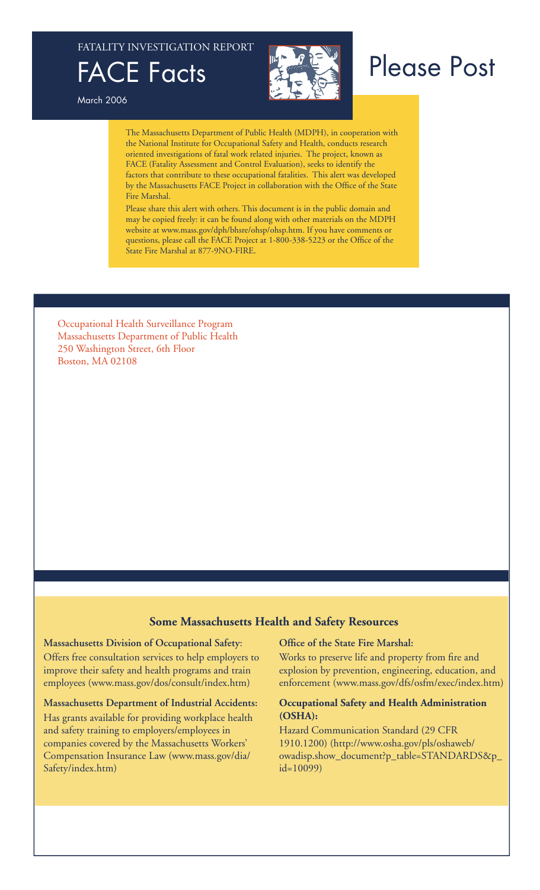FATALITY INVESTIGATION REPORT

# FACE Facts

March 2006

# Please Post

The Massachusetts Department of Public Health (MDPH), in cooperation with the National Institute for Occupational Safety and Health, conducts research oriented investigations of fatal work related injuries. The project, known as FACE (Fatality Assessment and Control Evaluation), seeks to identify the factors that contribute to these occupational fatalities. This alert was developed by the Massachusetts FACE Project in collaboration with the Office of the State Fire Marshal.

Please share this alert with others. This document is in the public domain and may be copied freely: it can be found along with other materials on the MDPH website at www.mass.gov/dph/bhsre/ohsp/ohsp.htm. If you have comments or questions, please call the FACE Project at 1-800-338-5223 or the Office of the State Fire Marshal at 877-9NO-FIRE.

Occupational Health Surveillance Program
Massachusetts Department of Public Health
250 Washington Street, 6th Floor
Boston, MA 02108

## Some Massachusetts Health and Safety Resources

**Massachusetts Division of Occupational Safety:**
Offers free consultation services to help employers to improve their safety and health programs and train employees (www.mass.gov/dos/consult/index.htm)

**Massachusetts Department of Industrial Accidents:**
Has grants available for providing workplace health and safety training to employers/employees in companies covered by the Massachusetts Workers' Compensation Insurance Law (www.mass.gov/dia/Safety/index.htm)

**Office of the State Fire Marshal:**
Works to preserve life and property from fire and explosion by prevention, engineering, education, and enforcement (www.mass.gov/dfs/osfm/exec/index.htm)

**Occupational Safety and Health Administration (OSHA):**
Hazard Communication Standard (29 CFR 1910.1200) (http://www.osha.gov/pls/oshaweb/owadisp.show_document?p_table=STANDARDS&p_id=10099)